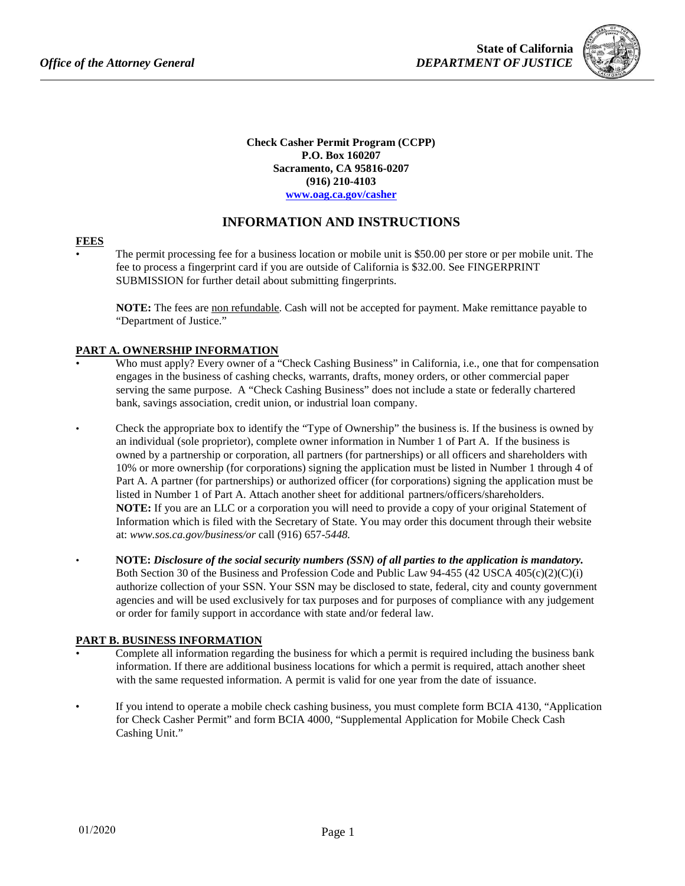Office of the Attorney General

State of California
DEPARTMENT OF JUSTICE

**Check Casher Permit Program (CCPP)**
**P.O. Box 160207**
**Sacramento, CA 95816-0207**
**(916) 210-4103**
**www.oag.ca.gov/casher**

## INFORMATION AND INSTRUCTIONS

### FEES

- The permit processing fee for a business location or mobile unit is $50.00 per store or per mobile unit. The fee to process a fingerprint card if you are outside of California is $32.00. See FINGERPRINT SUBMISSION for further detail about submitting fingerprints.

  **NOTE:** The fees are non refundable. Cash will not be accepted for payment. Make remittance payable to "Department of Justice."

### PART A. OWNERSHIP INFORMATION

- Who must apply? Every owner of a "Check Cashing Business" in California, i.e., one that for compensation engages in the business of cashing checks, warrants, drafts, money orders, or other commercial paper serving the same purpose. A "Check Cashing Business" does not include a state or federally chartered bank, savings association, credit union, or industrial loan company.

- Check the appropriate box to identify the "Type of Ownership" the business is. If the business is owned by an individual (sole proprietor), complete owner information in Number 1 of Part A. If the business is owned by a partnership or corporation, all partners (for partnerships) or all officers and shareholders with 10% or more ownership (for corporations) signing the application must be listed in Number 1 through 4 of Part A. A partner (for partnerships) or authorized officer (for corporations) signing the application must be listed in Number 1 of Part A. Attach another sheet for additional partners/officers/shareholders.
  **NOTE:** If you are an LLC or a corporation you will need to provide a copy of your original Statement of Information which is filed with the Secretary of State. You may order this document through their website at: *www.sos.ca.gov/business/or* call (916) 657-*5448.*

- **NOTE:** ***Disclosure of the social security numbers (SSN) of all parties to the application is mandatory.*** Both Section 30 of the Business and Profession Code and Public Law 94-455 (42 USCA 405(c)(2)(C)(i) authorize collection of your SSN. Your SSN may be disclosed to state, federal, city and county government agencies and will be used exclusively for tax purposes and for purposes of compliance with any judgement or order for family support in accordance with state and/or federal law.

### PART B. BUSINESS INFORMATION

- Complete all information regarding the business for which a permit is required including the business bank information. If there are additional business locations for which a permit is required, attach another sheet with the same requested information. A permit is valid for one year from the date of issuance.

- If you intend to operate a mobile check cashing business, you must complete form BCIA 4130, "Application for Check Casher Permit" and form BCIA 4000, "Supplemental Application for Mobile Check Cash Cashing Unit."

01/2020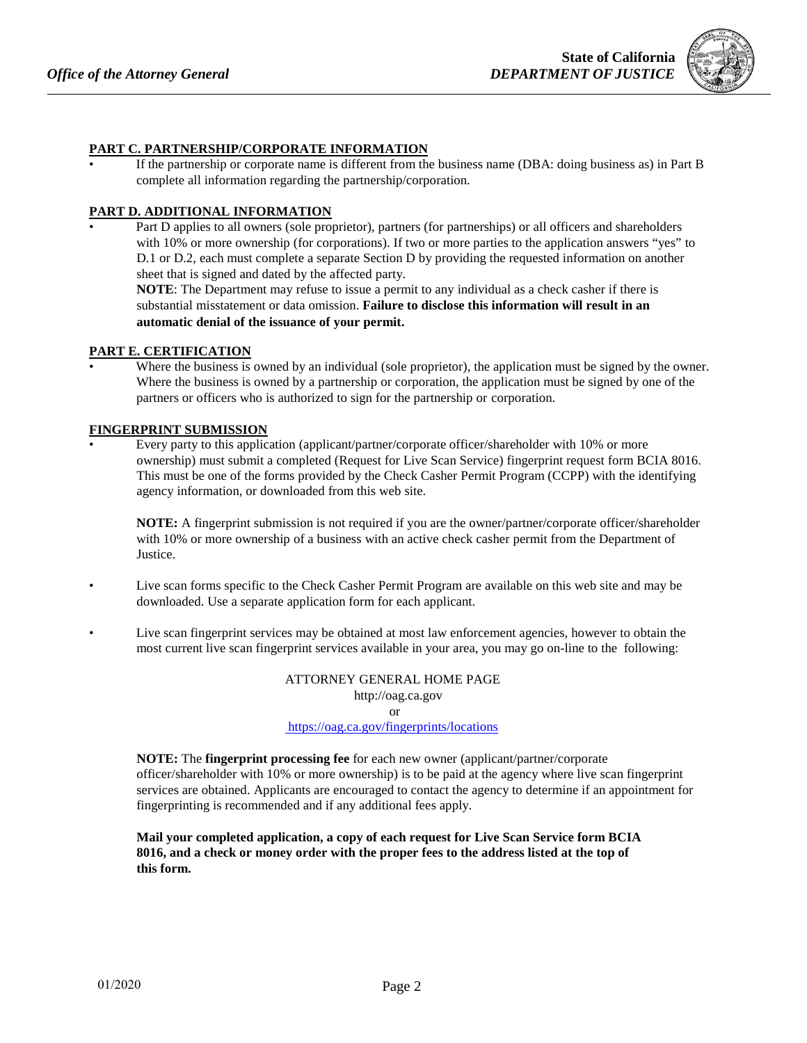**PART C. PARTNERSHIP/CORPORATE INFORMATION**

- If the partnership or corporate name is different from the business name (DBA: doing business as) in Part B complete all information regarding the partnership/corporation.

**PART D. ADDITIONAL INFORMATION**

- Part D applies to all owners (sole proprietor), partners (for partnerships) or all officers and shareholders with 10% or more ownership (for corporations). If two or more parties to the application answers "yes" to D.1 or D.2, each must complete a separate Section D by providing the requested information on another sheet that is signed and dated by the affected party.
  **NOTE**: The Department may refuse to issue a permit to any individual as a check casher if there is substantial misstatement or data omission. **Failure to disclose this information will result in an automatic denial of the issuance of your permit.**

**PART E. CERTIFICATION**

- Where the business is owned by an individual (sole proprietor), the application must be signed by the owner. Where the business is owned by a partnership or corporation, the application must be signed by one of the partners or officers who is authorized to sign for the partnership or corporation.

**FINGERPRINT SUBMISSION**

- Every party to this application (applicant/partner/corporate officer/shareholder with 10% or more ownership) must submit a completed (Request for Live Scan Service) fingerprint request form BCIA 8016. This must be one of the forms provided by the Check Casher Permit Program (CCPP) with the identifying agency information, or downloaded from this web site.

  **NOTE:** A fingerprint submission is not required if you are the owner/partner/corporate officer/shareholder with 10% or more ownership of a business with an active check casher permit from the Department of Justice.

- Live scan forms specific to the Check Casher Permit Program are available on this web site and may be downloaded. Use a separate application form for each applicant.

- Live scan fingerprint services may be obtained at most law enforcement agencies, however to obtain the most current live scan fingerprint services available in your area, you may go on-line to the following:

  ATTORNEY GENERAL HOME PAGE
  http://oag.ca.gov
  or
  https://oag.ca.gov/fingerprints/locations

  **NOTE:** The **fingerprint processing fee** for each new owner (applicant/partner/corporate officer/shareholder with 10% or more ownership) is to be paid at the agency where live scan fingerprint services are obtained. Applicants are encouraged to contact the agency to determine if an appointment for fingerprinting is recommended and if any additional fees apply.

  **Mail your completed application, a copy of each request for Live Scan Service form BCIA 8016, and a check or money order with the proper fees to the address listed at the top of this form.**

01/2020